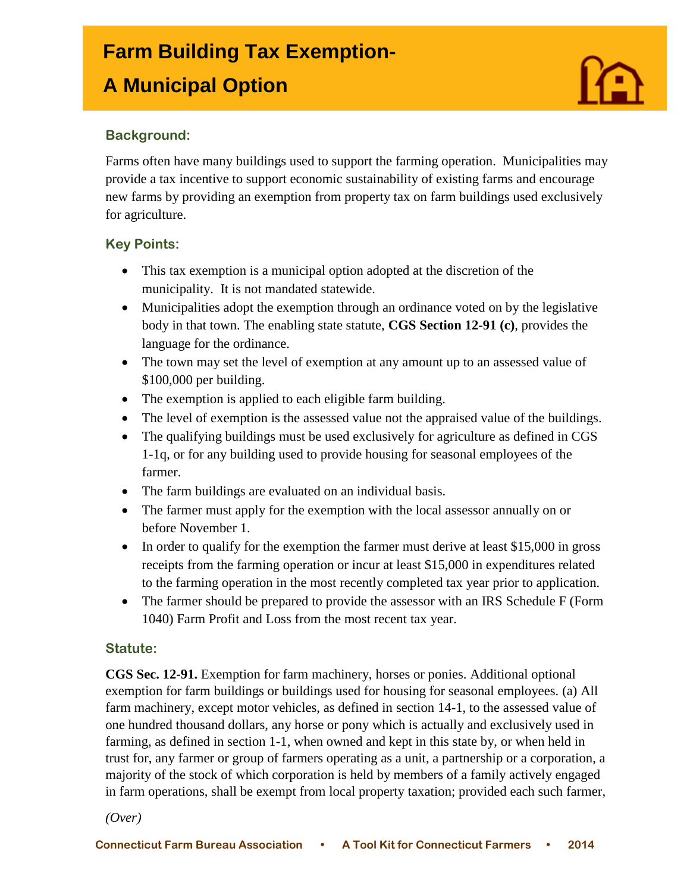# Farm Building Tax Exemption- A Municipal Option

## Background:

Farms often have many buildings used to support the farming operation. Municipalities may provide a tax incentive to support economic sustainability of existing farms and encourage new farms by providing an exemption from property tax on farm buildings used exclusively for agriculture.

## Key Points:

- This tax exemption is a municipal option adopted at the discretion of the municipality. It is not mandated statewide.
- Municipalities adopt the exemption through an ordinance voted on by the legislative body in that town. The enabling state statute, **CGS Section 12-91 (c)**, provides the language for the ordinance.
- The town may set the level of exemption at any amount up to an assessed value of $100,000 per building.
- The exemption is applied to each eligible farm building.
- The level of exemption is the assessed value not the appraised value of the buildings.
- The qualifying buildings must be used exclusively for agriculture as defined in CGS 1-1q, or for any building used to provide housing for seasonal employees of the farmer.
- The farm buildings are evaluated on an individual basis.
- The farmer must apply for the exemption with the local assessor annually on or before November 1.
- In order to qualify for the exemption the farmer must derive at least $15,000 in gross receipts from the farming operation or incur at least $15,000 in expenditures related to the farming operation in the most recently completed tax year prior to application.
- The farmer should be prepared to provide the assessor with an IRS Schedule F (Form 1040) Farm Profit and Loss from the most recent tax year.

## Statute:

**CGS Sec. 12-91.** Exemption for farm machinery, horses or ponies. Additional optional exemption for farm buildings or buildings used for housing for seasonal employees. (a) All farm machinery, except motor vehicles, as defined in section 14-1, to the assessed value of one hundred thousand dollars, any horse or pony which is actually and exclusively used in farming, as defined in section 1-1, when owned and kept in this state by, or when held in trust for, any farmer or group of farmers operating as a unit, a partnership or a corporation, a majority of the stock of which corporation is held by members of a family actively engaged in farm operations, shall be exempt from local property taxation; provided each such farmer,

*(Over)*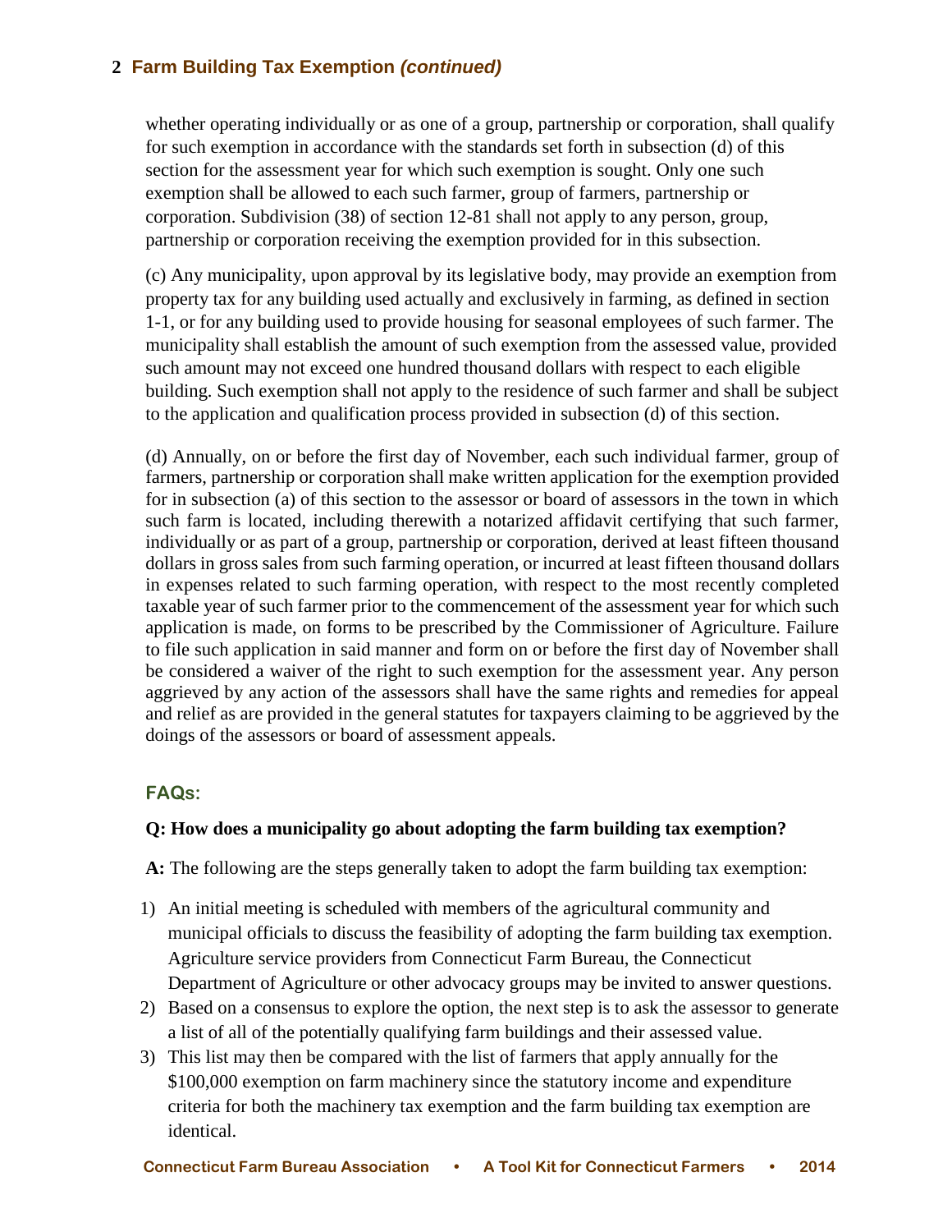## Farm Building Tax Exemption *(continued)*

whether operating individually or as one of a group, partnership or corporation, shall qualify for such exemption in accordance with the standards set forth in subsection (d) of this section for the assessment year for which such exemption is sought. Only one such exemption shall be allowed to each such farmer, group of farmers, partnership or corporation. Subdivision (38) of section 12-81 shall not apply to any person, group, partnership or corporation receiving the exemption provided for in this subsection.

(c) Any municipality, upon approval by its legislative body, may provide an exemption from property tax for any building used actually and exclusively in farming, as defined in section 1-1, or for any building used to provide housing for seasonal employees of such farmer. The municipality shall establish the amount of such exemption from the assessed value, provided such amount may not exceed one hundred thousand dollars with respect to each eligible building. Such exemption shall not apply to the residence of such farmer and shall be subject to the application and qualification process provided in subsection (d) of this section.

(d) Annually, on or before the first day of November, each such individual farmer, group of farmers, partnership or corporation shall make written application for the exemption provided for in subsection (a) of this section to the assessor or board of assessors in the town in which such farm is located, including therewith a notarized affidavit certifying that such farmer, individually or as part of a group, partnership or corporation, derived at least fifteen thousand dollars in gross sales from such farming operation, or incurred at least fifteen thousand dollars in expenses related to such farming operation, with respect to the most recently completed taxable year of such farmer prior to the commencement of the assessment year for which such application is made, on forms to be prescribed by the Commissioner of Agriculture. Failure to file such application in said manner and form on or before the first day of November shall be considered a waiver of the right to such exemption for the assessment year. Any person aggrieved by any action of the assessors shall have the same rights and remedies for appeal and relief as are provided in the general statutes for taxpayers claiming to be aggrieved by the doings of the assessors or board of assessment appeals.

### FAQs:

**Q: How does a municipality go about adopting the farm building tax exemption?**

**A:** The following are the steps generally taken to adopt the farm building tax exemption:

1) An initial meeting is scheduled with members of the agricultural community and municipal officials to discuss the feasibility of adopting the farm building tax exemption. Agriculture service providers from Connecticut Farm Bureau, the Connecticut Department of Agriculture or other advocacy groups may be invited to answer questions.
2) Based on a consensus to explore the option, the next step is to ask the assessor to generate a list of all of the potentially qualifying farm buildings and their assessed value.
3) This list may then be compared with the list of farmers that apply annually for the $100,000 exemption on farm machinery since the statutory income and expenditure criteria for both the machinery tax exemption and the farm building tax exemption are identical.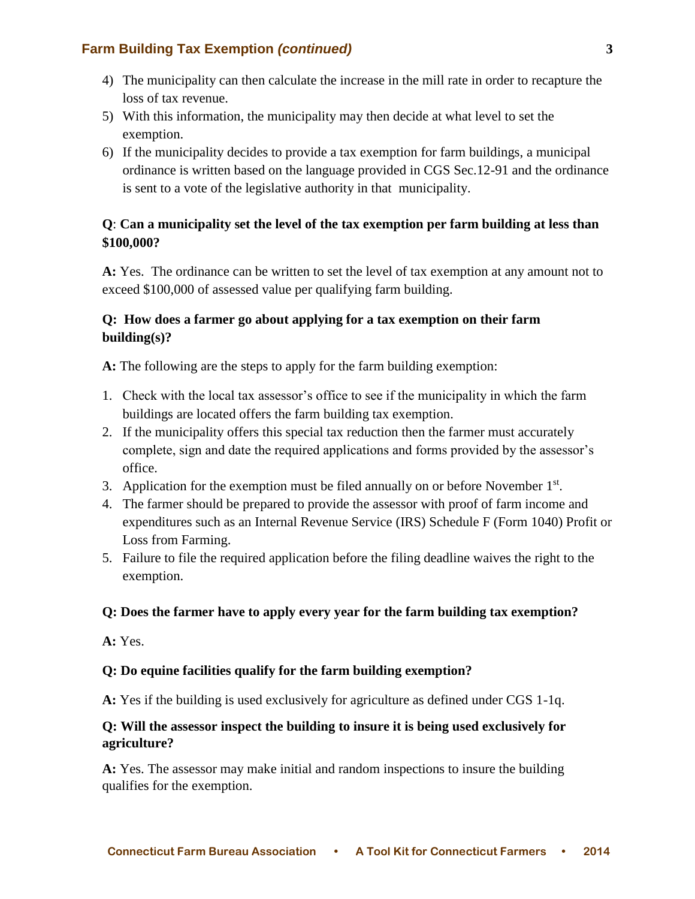4) The municipality can then calculate the increase in the mill rate in order to recapture the loss of tax revenue.
5) With this information, the municipality may then decide at what level to set the exemption.
6) If the municipality decides to provide a tax exemption for farm buildings, a municipal ordinance is written based on the language provided in CGS Sec.12-91 and the ordinance is sent to a vote of the legislative authority in that municipality.

**Q**: **Can a municipality set the level of the tax exemption per farm building at less than $100,000?**

**A:** Yes. The ordinance can be written to set the level of tax exemption at any amount not to exceed $100,000 of assessed value per qualifying farm building.

**Q: How does a farmer go about applying for a tax exemption on their farm building(s)?**

**A:** The following are the steps to apply for the farm building exemption:

1. Check with the local tax assessor's office to see if the municipality in which the farm buildings are located offers the farm building tax exemption.
2. If the municipality offers this special tax reduction then the farmer must accurately complete, sign and date the required applications and forms provided by the assessor's office.
3. Application for the exemption must be filed annually on or before November 1st.
4. The farmer should be prepared to provide the assessor with proof of farm income and expenditures such as an Internal Revenue Service (IRS) Schedule F (Form 1040) Profit or Loss from Farming.
5. Failure to file the required application before the filing deadline waives the right to the exemption.

**Q: Does the farmer have to apply every year for the farm building tax exemption?**

**A:** Yes.

**Q: Do equine facilities qualify for the farm building exemption?**

**A:** Yes if the building is used exclusively for agriculture as defined under CGS 1-1q.

**Q: Will the assessor inspect the building to insure it is being used exclusively for agriculture?**

**A:** Yes. The assessor may make initial and random inspections to insure the building qualifies for the exemption.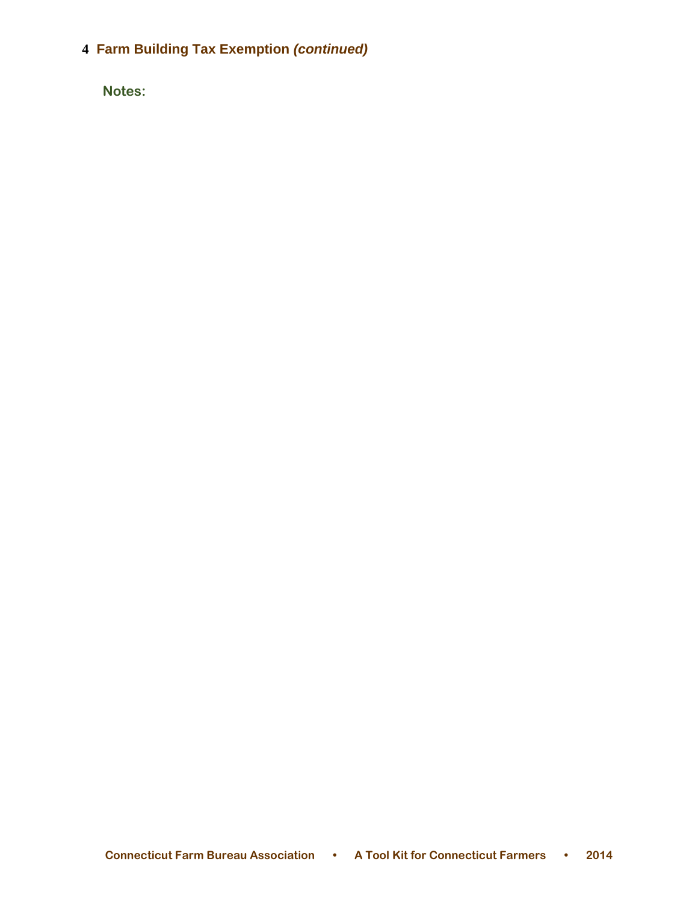## 4 Farm Building Tax Exemption *(continued)*

**Notes:**